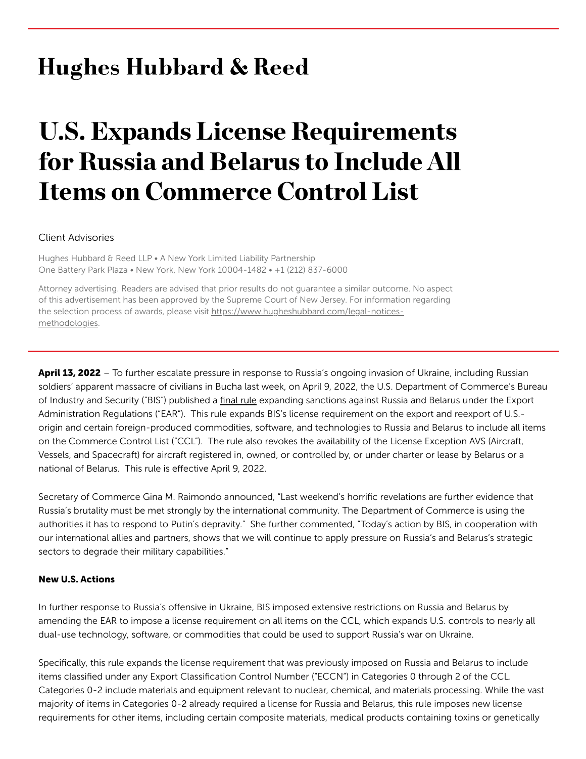**Hughes Hubbard & Reed**

# U.S. Expands License Requirements for Russia and Belarus to Include All Items on Commerce Control List

Client Advisories

Hughes Hubbard & Reed LLP • A New York Limited Liability Partnership
One Battery Park Plaza • New York, New York 10004-1482 • +1 (212) 837-6000

Attorney advertising. Readers are advised that prior results do not guarantee a similar outcome. No aspect of this advertisement has been approved by the Supreme Court of New Jersey. For information regarding the selection process of awards, please visit https://www.hugheshubbard.com/legal-notices-methodologies.

**April 13, 2022** – To further escalate pressure in response to Russia's ongoing invasion of Ukraine, including Russian soldiers' apparent massacre of civilians in Bucha last week, on April 9, 2022, the U.S. Department of Commerce's Bureau of Industry and Security ("BIS") published a final rule expanding sanctions against Russia and Belarus under the Export Administration Regulations ("EAR"). This rule expands BIS's license requirement on the export and reexport of U.S.-origin and certain foreign-produced commodities, software, and technologies to Russia and Belarus to include all items on the Commerce Control List ("CCL"). The rule also revokes the availability of the License Exception AVS (Aircraft, Vessels, and Spacecraft) for aircraft registered in, owned, or controlled by, or under charter or lease by Belarus or a national of Belarus. This rule is effective April 9, 2022.

Secretary of Commerce Gina M. Raimondo announced, "Last weekend's horrific revelations are further evidence that Russia's brutality must be met strongly by the international community. The Department of Commerce is using the authorities it has to respond to Putin's depravity." She further commented, "Today's action by BIS, in cooperation with our international allies and partners, shows that we will continue to apply pressure on Russia's and Belarus's strategic sectors to degrade their military capabilities."

### New U.S. Actions

In further response to Russia's offensive in Ukraine, BIS imposed extensive restrictions on Russia and Belarus by amending the EAR to impose a license requirement on all items on the CCL, which expands U.S. controls to nearly all dual-use technology, software, or commodities that could be used to support Russia's war on Ukraine.

Specifically, this rule expands the license requirement that was previously imposed on Russia and Belarus to include items classified under any Export Classification Control Number ("ECCN") in Categories 0 through 2 of the CCL. Categories 0-2 include materials and equipment relevant to nuclear, chemical, and materials processing. While the vast majority of items in Categories 0-2 already required a license for Russia and Belarus, this rule imposes new license requirements for other items, including certain composite materials, medical products containing toxins or genetically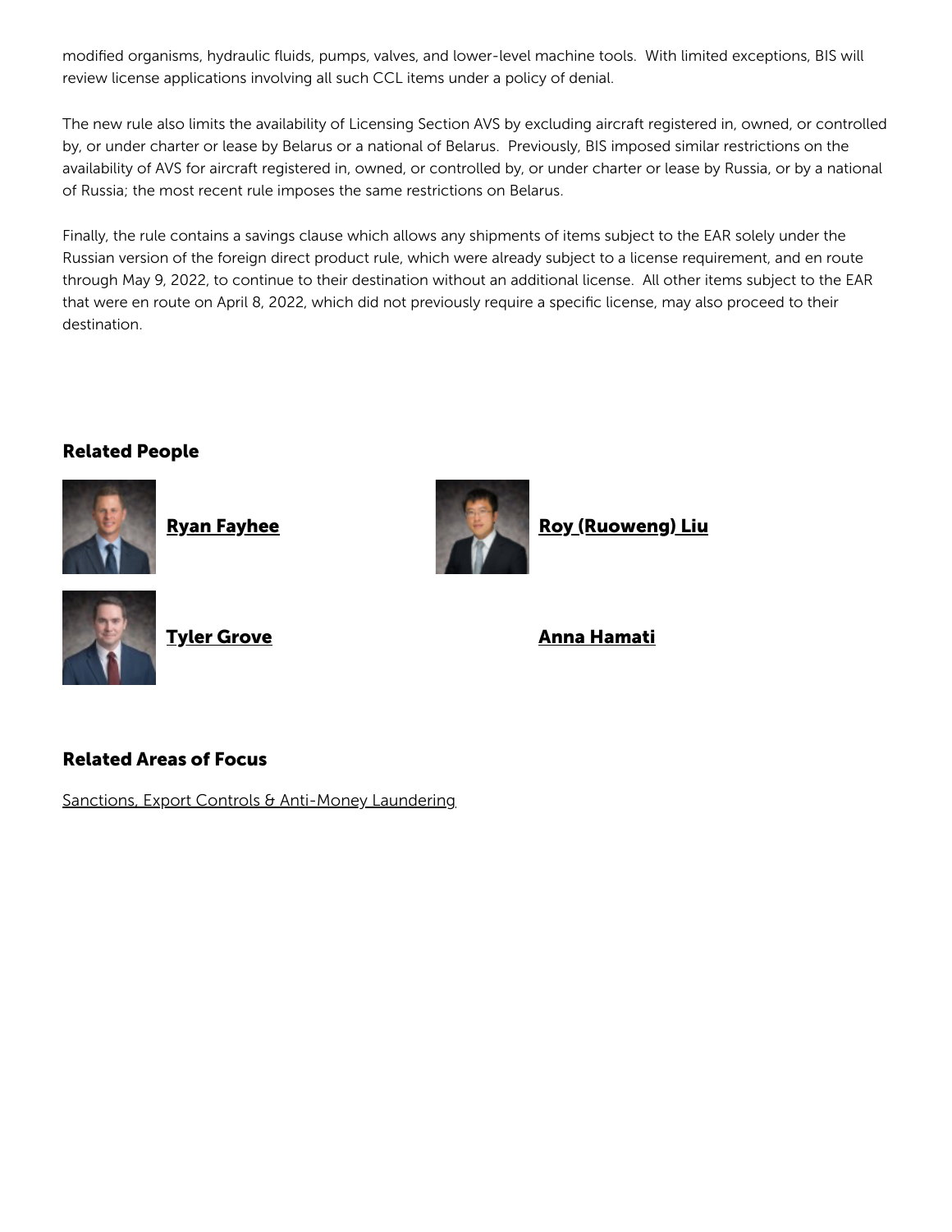modified organisms, hydraulic fluids, pumps, valves, and lower-level machine tools. With limited exceptions, BIS will review license applications involving all such CCL items under a policy of denial.

The new rule also limits the availability of Licensing Section AVS by excluding aircraft registered in, owned, or controlled by, or under charter or lease by Belarus or a national of Belarus. Previously, BIS imposed similar restrictions on the availability of AVS for aircraft registered in, owned, or controlled by, or under charter or lease by Russia, or by a national of Russia; the most recent rule imposes the same restrictions on Belarus.

Finally, the rule contains a savings clause which allows any shipments of items subject to the EAR solely under the Russian version of the foreign direct product rule, which were already subject to a license requirement, and en route through May 9, 2022, to continue to their destination without an additional license. All other items subject to the EAR that were en route on April 8, 2022, which did not previously require a specific license, may also proceed to their destination.

## Related People

**Ryan Fayhee**

**Roy (Ruoweng) Liu**

**Tyler Grove**

**Anna Hamati**

## Related Areas of Focus

Sanctions, Export Controls & Anti-Money Laundering